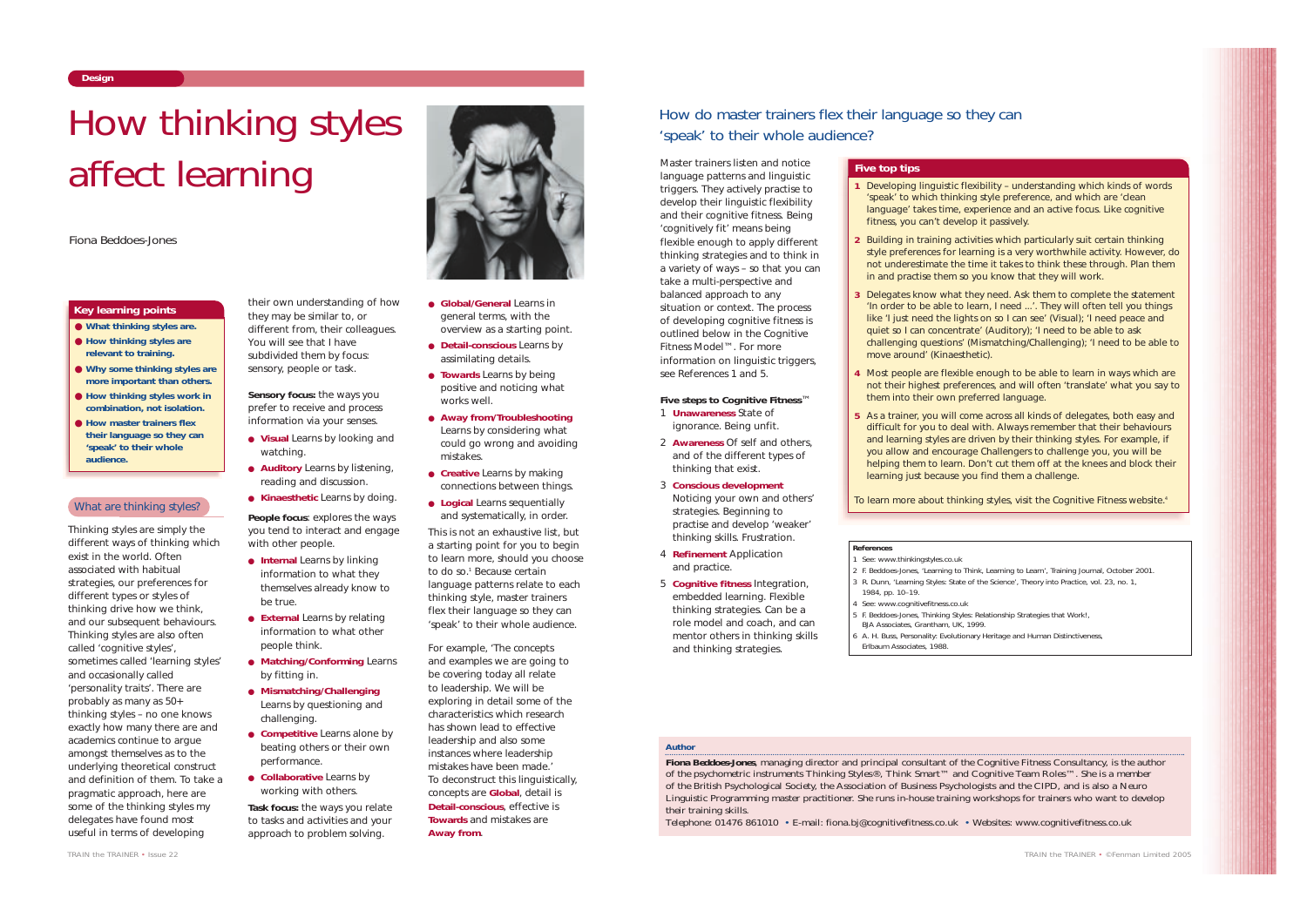Design

# How thinking styles affect learning

Fiona Beddoes-Jones

### Key learning points

- What thinking styles are.
- How thinking styles are relevant to training.
- Why some thinking styles are more important than others.
- How thinking styles work in combination, not isolation.
- How master trainers flex their language so they can 'speak' to their whole audience.

## What are thinking styles?

Thinking styles are simply the different ways of thinking which exist in the world. Often associated with habitual strategies, our preferences for different types or styles of thinking drive how we think, and our subsequent behaviours. Thinking styles are also often called 'cognitive styles', sometimes called 'learning styles' and occasionally called 'personality traits'. There are probably as many as 50+ thinking styles – no one knows exactly how many there are and academics continue to argue amongst themselves as to the underlying theoretical construct and definition of them. To take a pragmatic approach, here are some of the thinking styles my delegates have found most useful in terms of developing their own understanding of how they may be similar to, or different from, their colleagues. You will see that I have subdivided them by focus: sensory, people or task.

**Sensory focus:** the ways you prefer to receive and process information via your senses.

- **Visual** Learns by looking and watching.
- **Auditory** Learns by listening, reading and discussion.
- **Kinaesthetic** Learns by doing.

**People focus**: explores the ways you tend to interact and engage with other people.

- **Internal** Learns by linking information to what they themselves already know to be true.
- **External** Learns by relating information to what other people think.
- **Matching/Conforming** Learns by fitting in.
- **Mismatching/Challenging** Learns by questioning and challenging.
- **Competitive** Learns alone by beating others or their own performance.
- **Collaborative** Learns by working with others.

**Task focus:** the ways you relate to tasks and activities and your approach to problem solving.

- **Global/General** Learns in general terms, with the overview as a starting point.
- **Detail-conscious** Learns by assimilating details.
- **Towards** Learns by being positive and noticing what works well.
- **Away from/Troubleshooting** Learns by considering what could go wrong and avoiding mistakes.
- **Creative** Learns by making connections between things.
- **Logical** Learns sequentially and systematically, in order.

This is not an exhaustive list, but a starting point for you to begin to learn more, should you choose to do so.[1] Because certain language patterns relate to each thinking style, master trainers flex their language so they can 'speak' to their whole audience.

For example, 'The concepts and examples we are going to be covering today all relate to leadership. We will be exploring in detail some of the characteristics which research has shown lead to effective leadership and also some instances where leadership mistakes have been made.' To deconstruct this linguistically, concepts are **Global**, detail is **Detail-conscious**, effective is **Towards** and mistakes are **Away from**.

## How do master trainers flex their language so they can 'speak' to their whole audience?

Master trainers listen and notice language patterns and linguistic triggers. They actively practise to develop their linguistic flexibility and their cognitive fitness. Being 'cognitively fit' means being flexible enough to apply different thinking strategies and to think in a variety of ways – so that you can take a multi-perspective and balanced approach to any situation or context. The process of developing cognitive fitness is outlined below in the Cognitive Fitness Model™. For more information on linguistic triggers, see References 1 and 5.

**Five steps to Cognitive Fitness™**

1. **Unawareness** State of ignorance. Being unfit.
2. **Awareness** Of self and others, and of the different types of thinking that exist.
3. **Conscious development** Noticing your own and others' strategies. Beginning to practise and develop 'weaker' thinking skills. Frustration.
4. **Refinement** Application and practice.
5. **Cognitive fitness** Integration, embedded learning. Flexible thinking strategies. Can be a role model and coach, and can mentor others in thinking skills and thinking strategies.

### Five top tips

1. Developing linguistic flexibility – understanding which kinds of words 'speak' to which thinking style preference, and which are 'clean language' takes time, experience and an active focus. Like cognitive fitness, you can't develop it passively.
2. Building in training activities which particularly suit certain thinking style preferences for learning is a very worthwhile activity. However, do not underestimate the time it takes to think these through. Plan them in and practise them so you know that they will work.
3. Delegates know what they need. Ask them to complete the statement 'In order to be able to learn, I need ...'. They will often tell you things like 'I just need the lights on so I can see' (Visual); 'I need peace and quiet so I can concentrate' (Auditory); 'I need to be able to ask challenging questions' (Mismatching/Challenging); 'I need to be able to move around' (Kinaesthetic).
4. Most people are flexible enough to be able to learn in ways which are not their highest preferences, and will often 'translate' what you say to them into their own preferred language.
5. As a trainer, you will come across all kinds of delegates, both easy and difficult for you to deal with. Always remember that their behaviours and learning styles are driven by their thinking styles. For example, if you allow and encourage Challengers to challenge you, you will be helping them to learn. Don't cut them off at the knees and block their learning just because you find them a challenge.

To learn more about thinking styles, visit the Cognitive Fitness website.[4]

### References

1. See: www.thinkingstyles.co.uk
2. F. Beddoes-Jones, 'Learning to Think, Learning to Learn', Training Journal, October 2001.
3. R. Dunn, 'Learning Styles: State of the Science', Theory into Practice, vol. 23, no. 1, 1984, pp. 10–19.
4. See: www.cognitivefitness.co.uk
5. F. Beddoes-Jones, Thinking Styles: Relationship Strategies that Work!, BJA Associates, Grantham, UK, 1999.
6. A. H. Buss, Personality: Evolutionary Heritage and Human Distinctiveness, Erlbaum Associates, 1988.

### Author

**Fiona Beddoes-Jones**, managing director and principal consultant of the Cognitive Fitness Consultancy, is the author of the psychometric instruments Thinking Styles®, Think Smart™ and Cognitive Team Roles™. She is a member of the British Psychological Society, the Association of Business Psychologists and the CIPD, and is also a Neuro Linguistic Programming master practitioner. She runs in-house training workshops for trainers who want to develop their training skills.

Telephone: 01476 861010 • E-mail: fiona.bj@cognitivefitness.co.uk • Websites: www.cognitivefitness.co.uk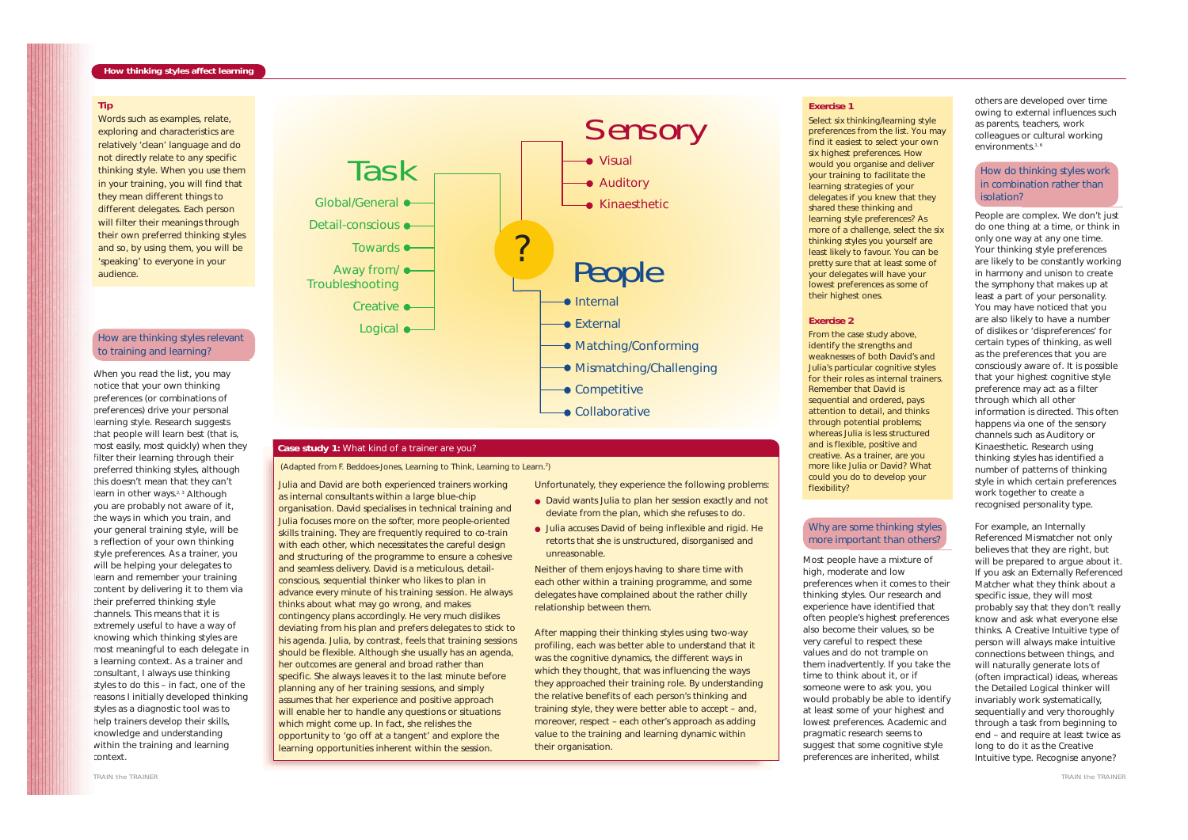## Tip

Words such as examples, relate, exploring and characteristics are relatively 'clean' language and do not directly relate to any specific thinking style. When you use them in your training, you will find that they mean different things to different delegates. Each person will filter their meanings through their own preferred thinking styles and so, by using them, you will be 'speaking' to everyone in your audience.

## How are thinking styles relevant to training and learning?

When you read the list, you may notice that your own thinking preferences (or combinations of preferences) drive your personal learning style. Research suggests that people will learn best (that is, most easily, most quickly) when they filter their learning through their preferred thinking styles, although this doesn't mean that they can't learn in other ways.[2,3] Although you are probably not aware of it, the ways in which you train, and your general training style, will be a reflection of your own thinking style preferences. As a trainer, you will be helping your delegates to learn and remember your training content by delivering it to them via their preferred thinking style channels. This means that it is extremely useful to have a way of knowing which thinking styles are most meaningful to each delegate in a learning context. As a trainer and consultant, I always use thinking styles to do this – in fact, one of the reasons I initially developed thinking styles as a diagnostic tool was to help trainers develop their skills, knowledge and understanding within the training and learning context.

Task
Global/General
Detail-conscious
Towards
Away from/ Troubleshooting
Creative
Logical

?

Sensory
Visual
Auditory
Kinaesthetic

People
Internal
External
Matching/Conforming
Mismatching/Challenging
Competitive
Collaborative

## Case study 1: What kind of a trainer are you?

(Adapted from F. Beddoes-Jones, Learning to Think, Learning to Learn.[2])

Julia and David are both experienced trainers working as internal consultants within a large blue-chip organisation. David specialises in technical training and Julia focuses more on the softer, more people-oriented skills training. They are frequently required to co-train with each other, which necessitates the careful design and structuring of the programme to ensure a cohesive and seamless delivery. David is a meticulous, detail-conscious, sequential thinker who likes to plan in advance every minute of his training session. He always thinks about what may go wrong, and makes contingency plans accordingly. He very much dislikes deviating from his plan and prefers delegates to stick to his agenda. Julia, by contrast, feels that training sessions should be flexible. Although she usually has an agenda, her outcomes are general and broad rather than specific. She always leaves it to the last minute before planning any of her training sessions, and simply assumes that her experience and positive approach will enable her to handle any questions or situations which might come up. In fact, she relishes the opportunity to 'go off at a tangent' and explore the learning opportunities inherent within the session.

Unfortunately, they experience the following problems:

- David wants Julia to plan her session exactly and not deviate from the plan, which she refuses to do.
- Julia accuses David of being inflexible and rigid. He retorts that she is unstructured, disorganised and unreasonable.

Neither of them enjoys having to share time with each other within a training programme, and some delegates have complained about the rather chilly relationship between them.

After mapping their thinking styles using two-way profiling, each was better able to understand that it was the cognitive dynamics, the different ways in which they thought, that was influencing the ways they approached their training role. By understanding the relative benefits of each person's thinking and training style, they were better able to accept – and, moreover, respect – each other's approach as adding value to the training and learning dynamic within their organisation.

## Exercise 1

Select six thinking/learning style preferences from the list. You may find it easiest to select your own six highest preferences. How would you organise and deliver your training to facilitate the learning strategies of your delegates if you knew that they shared these thinking and learning style preferences? As more of a challenge, select the six thinking styles you yourself are least likely to favour. You can be pretty sure that at least some of your delegates will have your lowest preferences as some of their highest ones.

## Exercise 2

From the case study above, identify the strengths and weaknesses of both David's and Julia's particular cognitive styles for their roles as internal trainers. Remember that David is sequential and ordered, pays attention to detail, and thinks through potential problems; whereas Julia is less structured and is flexible, positive and creative. As a trainer, are you more like Julia or David? What could you do to develop your flexibility?

## Why are some thinking styles more important than others?

Most people have a mixture of high, moderate and low preferences when it comes to their thinking styles. Our research and experience have identified that often people's highest preferences also become their values, so be very careful to respect these values and do not trample on them inadvertently. If you take the time to think about it, or if someone were to ask you, you would probably be able to identify at least some of your highest and lowest preferences. Academic and pragmatic research seems to suggest that some cognitive style preferences are inherited, whilst others are developed over time owing to external influences such as parents, teachers, work colleagues or cultural working environments.[1,6]

## How do thinking styles work in combination rather than isolation?

People are complex. We don't just do one thing at a time, or think in only one way at any one time. Your thinking style preferences are likely to be constantly working in harmony and unison to create the symphony that makes up at least a part of your personality. You may have noticed that you are also likely to have a number of dislikes or 'dispreferences' for certain types of thinking, as well as the preferences that you are consciously aware of. It is possible that your highest cognitive style preference may act as a filter through which all other information is directed. This often happens via one of the sensory channels such as Auditory or Kinaesthetic. Research using thinking styles has identified a number of patterns of thinking style in which certain preferences work together to create a recognised personality type.

For example, an Internally Referenced Mismatcher not only believes that they are right, but will be prepared to argue about it. If you ask an Externally Referenced Matcher what they think about a specific issue, they will most probably say that they don't really know and ask what everyone else thinks. A Creative Intuitive type of person will always make intuitive connections between things, and will naturally generate lots of (often impractical) ideas, whereas the Detailed Logical thinker will invariably work systematically, sequentially and very thoroughly through a task from beginning to end – and require at least twice as long to do it as the Creative Intuitive type. Recognise anyone?